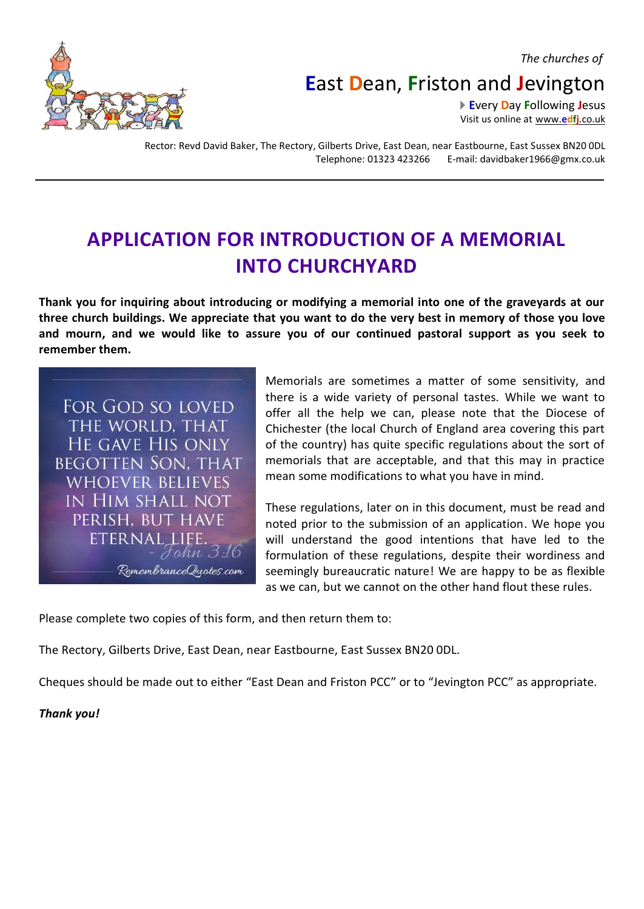*The churches of*

East Dean, Friston and Jevington

Every Day Following Jesus
Visit us online at www.edfj.co.uk

Rector: Revd David Baker, The Rectory, Gilberts Drive, East Dean, near Eastbourne, East Sussex BN20 0DL
Telephone: 01323 423266 E-mail: davidbaker1966@gmx.co.uk

# APPLICATION FOR INTRODUCTION OF A MEMORIAL INTO CHURCHYARD

**Thank you for inquiring about introducing or modifying a memorial into one of the graveyards at our three church buildings. We appreciate that you want to do the very best in memory of those you love and mourn, and we would like to assure you of our continued pastoral support as you seek to remember them.**

FOR GOD SO LOVED THE WORLD, THAT HE GAVE HIS ONLY BEGOTTEN SON, THAT WHOEVER BELIEVES IN HIM SHALL NOT PERISH, BUT HAVE ETERNAL LIFE.
- John 3:16
RemembranceQuotes.com

Memorials are sometimes a matter of some sensitivity, and there is a wide variety of personal tastes. While we want to offer all the help we can, please note that the Diocese of Chichester (the local Church of England area covering this part of the country) has quite specific regulations about the sort of memorials that are acceptable, and that this may in practice mean some modifications to what you have in mind.

These regulations, later on in this document, must be read and noted prior to the submission of an application. We hope you will understand the good intentions that have led to the formulation of these regulations, despite their wordiness and seemingly bureaucratic nature! We are happy to be as flexible as we can, but we cannot on the other hand flout these rules.

Please complete two copies of this form, and then return them to:

The Rectory, Gilberts Drive, East Dean, near Eastbourne, East Sussex BN20 0DL.

Cheques should be made out to either "East Dean and Friston PCC" or to "Jevington PCC" as appropriate.

***Thank you!***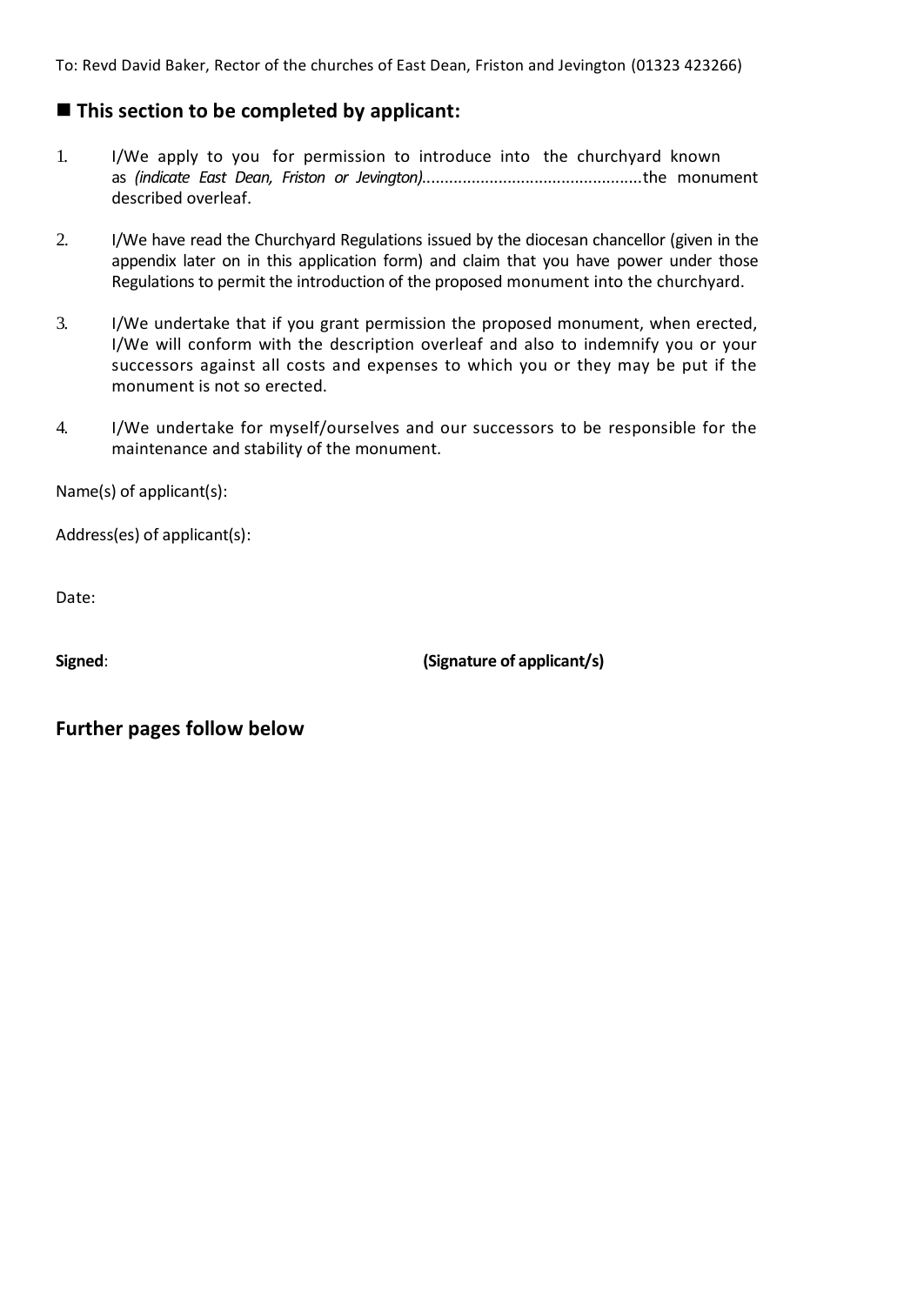To: Revd David Baker, Rector of the churches of East Dean, Friston and Jevington (01323 423266)

## ■ This section to be completed by applicant:

1. I/We apply to you for permission to introduce into the churchyard known as *(indicate East Dean, Friston or Jevington)*................................................the monument described overleaf.

2. I/We have read the Churchyard Regulations issued by the diocesan chancellor (given in the appendix later on in this application form) and claim that you have power under those Regulations to permit the introduction of the proposed monument into the churchyard.

3. I/We undertake that if you grant permission the proposed monument, when erected, I/We will conform with the description overleaf and also to indemnify you or your successors against all costs and expenses to which you or they may be put if the monument is not so erected.

4. I/We undertake for myself/ourselves and our successors to be responsible for the maintenance and stability of the monument.

Name(s) of applicant(s):

Address(es) of applicant(s):

Date:

**Signed**: **(Signature of applicant/s)**

## Further pages follow below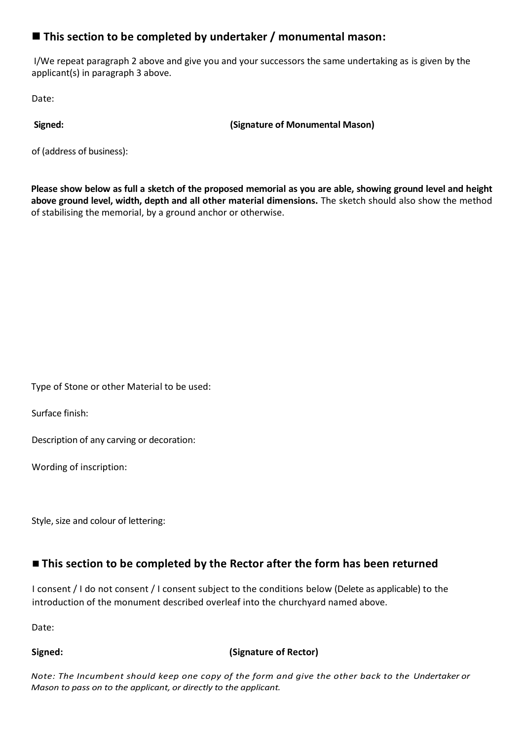## ■ This section to be completed by undertaker / monumental mason:

I/We repeat paragraph 2 above and give you and your successors the same undertaking as is given by the applicant(s) in paragraph 3 above.

Date:

**Signed:** **(Signature of Monumental Mason)**

of (address of business):

**Please show below as full a sketch of the proposed memorial as you are able, showing ground level and height above ground level, width, depth and all other material dimensions.** The sketch should also show the method of stabilising the memorial, by a ground anchor or otherwise.

Type of Stone or other Material to be used:

Surface finish:

Description of any carving or decoration:

Wording of inscription:

Style, size and colour of lettering:

## ■ This section to be completed by the Rector after the form has been returned

I consent / I do not consent / I consent subject to the conditions below (Delete as applicable) to the introduction of the monument described overleaf into the churchyard named above.

Date:

**Signed:** **(Signature of Rector)**

*Note: The Incumbent should keep one copy of the form and give the other back to the Undertaker or Mason to pass on to the applicant, or directly to the applicant.*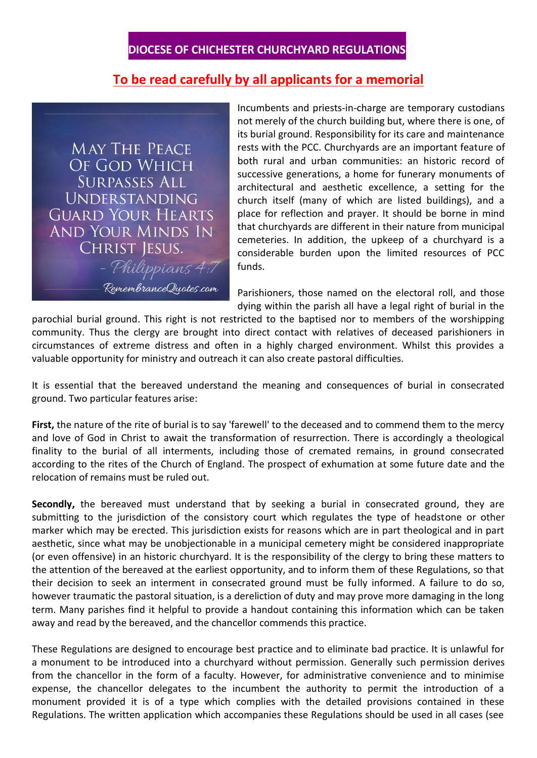**DIOCESE OF CHICHESTER CHURCHYARD REGULATIONS**

## To be read carefully by all applicants for a memorial

May The Peace Of God Which Surpasses All Understanding Guard Your Hearts And Your Minds In Christ Jesus.
- Philippians 4:7
RemembranceQuotes.com

Incumbents and priests-in-charge are temporary custodians not merely of the church building but, where there is one, of its burial ground. Responsibility for its care and maintenance rests with the PCC. Churchyards are an important feature of both rural and urban communities: an historic record of successive generations, a home for funerary monuments of architectural and aesthetic excellence, a setting for the church itself (many of which are listed buildings), and a place for reflection and prayer. It should be borne in mind that churchyards are different in their nature from municipal cemeteries. In addition, the upkeep of a churchyard is a considerable burden upon the limited resources of PCC funds.

Parishioners, those named on the electoral roll, and those dying within the parish all have a legal right of burial in the parochial burial ground. This right is not restricted to the baptised nor to members of the worshipping community. Thus the clergy are brought into direct contact with relatives of deceased parishioners in circumstances of extreme distress and often in a highly charged environment. Whilst this provides a valuable opportunity for ministry and outreach it can also create pastoral difficulties.

It is essential that the bereaved understand the meaning and consequences of burial in consecrated ground. Two particular features arise:

**First,** the nature of the rite of burial is to say 'farewell' to the deceased and to commend them to the mercy and love of God in Christ to await the transformation of resurrection. There is accordingly a theological finality to the burial of all interments, including those of cremated remains, in ground consecrated according to the rites of the Church of England. The prospect of exhumation at some future date and the relocation of remains must be ruled out.

**Secondly,** the bereaved must understand that by seeking a burial in consecrated ground, they are submitting to the jurisdiction of the consistory court which regulates the type of headstone or other marker which may be erected. This jurisdiction exists for reasons which are in part theological and in part aesthetic, since what may be unobjectionable in a municipal cemetery might be considered inappropriate (or even offensive) in an historic churchyard. It is the responsibility of the clergy to bring these matters to the attention of the bereaved at the earliest opportunity, and to inform them of these Regulations, so that their decision to seek an interment in consecrated ground must be fully informed. A failure to do so, however traumatic the pastoral situation, is a dereliction of duty and may prove more damaging in the long term. Many parishes find it helpful to provide a handout containing this information which can be taken away and read by the bereaved, and the chancellor commends this practice.

These Regulations are designed to encourage best practice and to eliminate bad practice. It is unlawful for a monument to be introduced into a churchyard without permission. Generally such permission derives from the chancellor in the form of a faculty. However, for administrative convenience and to minimise expense, the chancellor delegates to the incumbent the authority to permit the introduction of a monument provided it is of a type which complies with the detailed provisions contained in these Regulations. The written application which accompanies these Regulations should be used in all cases (see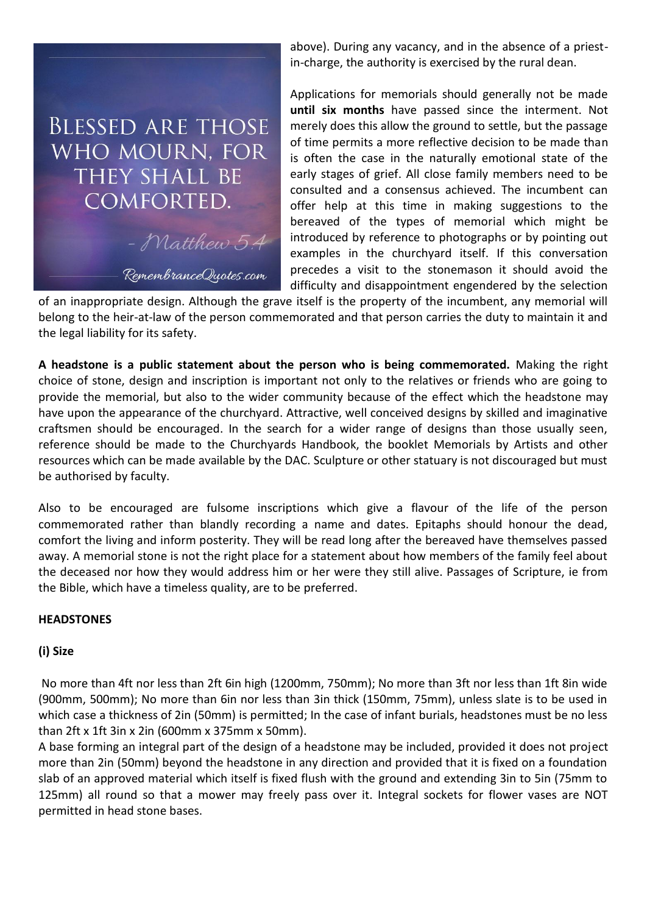above). During any vacancy, and in the absence of a priest-in-charge, the authority is exercised by the rural dean.

Applications for memorials should generally not be made **until six months** have passed since the interment. Not merely does this allow the ground to settle, but the passage of time permits a more reflective decision to be made than is often the case in the naturally emotional state of the early stages of grief. All close family members need to be consulted and a consensus achieved. The incumbent can offer help at this time in making suggestions to the bereaved of the types of memorial which might be introduced by reference to photographs or by pointing out examples in the churchyard itself. If this conversation precedes a visit to the stonemason it should avoid the difficulty and disappointment engendered by the selection of an inappropriate design. Although the grave itself is the property of the incumbent, any memorial will belong to the heir-at-law of the person commemorated and that person carries the duty to maintain it and the legal liability for its safety.

**A headstone is a public statement about the person who is being commemorated.** Making the right choice of stone, design and inscription is important not only to the relatives or friends who are going to provide the memorial, but also to the wider community because of the effect which the headstone may have upon the appearance of the churchyard. Attractive, well conceived designs by skilled and imaginative craftsmen should be encouraged. In the search for a wider range of designs than those usually seen, reference should be made to the Churchyards Handbook, the booklet Memorials by Artists and other resources which can be made available by the DAC. Sculpture or other statuary is not discouraged but must be authorised by faculty.

Also to be encouraged are fulsome inscriptions which give a flavour of the life of the person commemorated rather than blandly recording a name and dates. Epitaphs should honour the dead, comfort the living and inform posterity. They will be read long after the bereaved have themselves passed away. A memorial stone is not the right place for a statement about how members of the family feel about the deceased nor how they would address him or her were they still alive. Passages of Scripture, ie from the Bible, which have a timeless quality, are to be preferred.

**HEADSTONES**

**(i) Size**

No more than 4ft nor less than 2ft 6in high (1200mm, 750mm); No more than 3ft nor less than 1ft 8in wide (900mm, 500mm); No more than 6in nor less than 3in thick (150mm, 75mm), unless slate is to be used in which case a thickness of 2in (50mm) is permitted; In the case of infant burials, headstones must be no less than 2ft x 1ft 3in x 2in (600mm x 375mm x 50mm).

A base forming an integral part of the design of a headstone may be included, provided it does not project more than 2in (50mm) beyond the headstone in any direction and provided that it is fixed on a foundation slab of an approved material which itself is fixed flush with the ground and extending 3in to 5in (75mm to 125mm) all round so that a mower may freely pass over it. Integral sockets for flower vases are NOT permitted in head stone bases.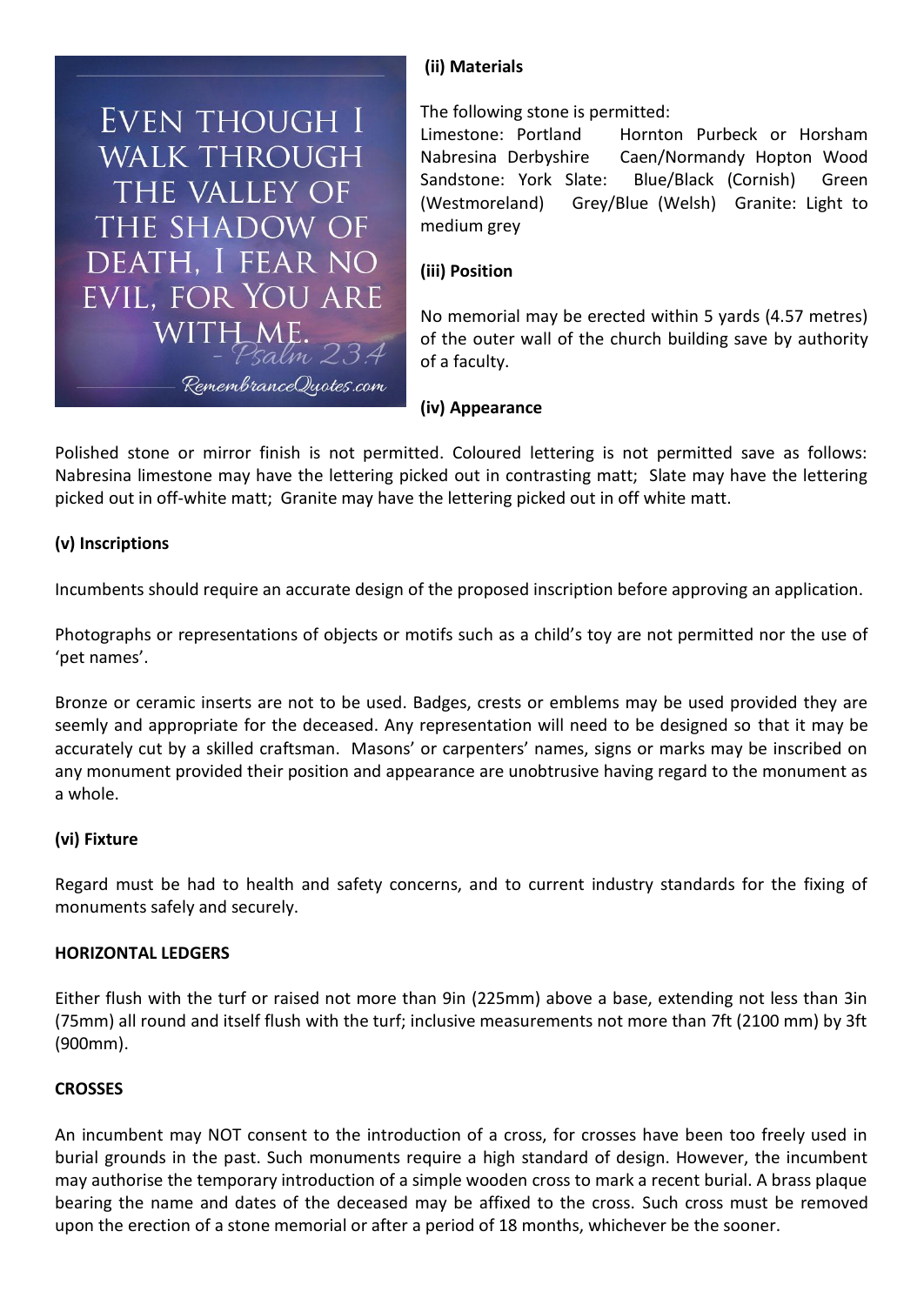**(ii) Materials**

The following stone is permitted:
Limestone: Portland Hornton Purbeck or Horsham Nabresina Derbyshire Caen/Normandy Hopton Wood Sandstone: York Slate: Blue/Black (Cornish) Green (Westmoreland) Grey/Blue (Welsh) Granite: Light to medium grey

**(iii) Position**

No memorial may be erected within 5 yards (4.57 metres) of the outer wall of the church building save by authority of a faculty.

**(iv) Appearance**

Polished stone or mirror finish is not permitted. Coloured lettering is not permitted save as follows: Nabresina limestone may have the lettering picked out in contrasting matt; Slate may have the lettering picked out in off-white matt; Granite may have the lettering picked out in off white matt.

**(v) Inscriptions**

Incumbents should require an accurate design of the proposed inscription before approving an application.

Photographs or representations of objects or motifs such as a child's toy are not permitted nor the use of 'pet names'.

Bronze or ceramic inserts are not to be used. Badges, crests or emblems may be used provided they are seemly and appropriate for the deceased. Any representation will need to be designed so that it may be accurately cut by a skilled craftsman. Masons' or carpenters' names, signs or marks may be inscribed on any monument provided their position and appearance are unobtrusive having regard to the monument as a whole.

**(vi) Fixture**

Regard must be had to health and safety concerns, and to current industry standards for the fixing of monuments safely and securely.

**HORIZONTAL LEDGERS**

Either flush with the turf or raised not more than 9in (225mm) above a base, extending not less than 3in (75mm) all round and itself flush with the turf; inclusive measurements not more than 7ft (2100 mm) by 3ft (900mm).

**CROSSES**

An incumbent may NOT consent to the introduction of a cross, for crosses have been too freely used in burial grounds in the past. Such monuments require a high standard of design. However, the incumbent may authorise the temporary introduction of a simple wooden cross to mark a recent burial. A brass plaque bearing the name and dates of the deceased may be affixed to the cross. Such cross must be removed upon the erection of a stone memorial or after a period of 18 months, whichever be the sooner.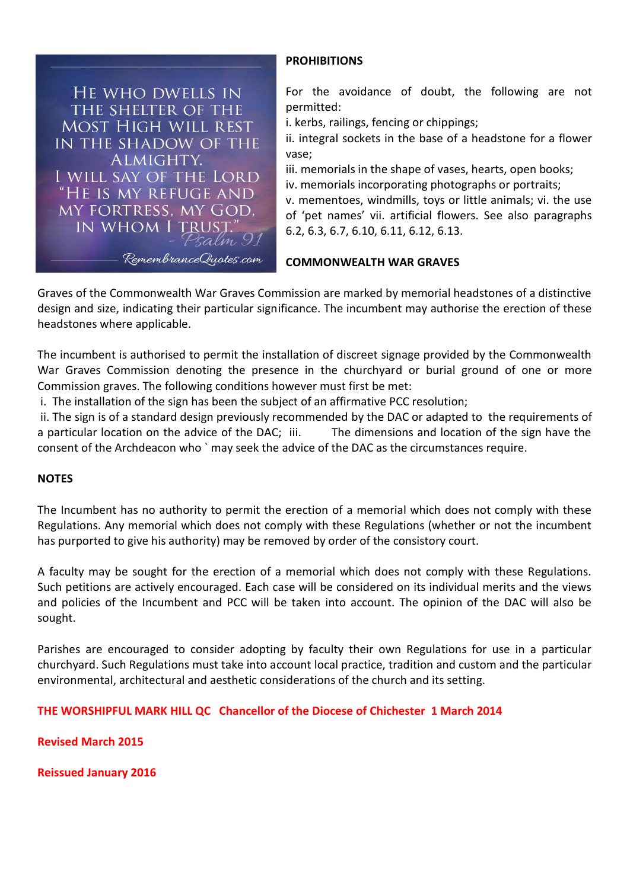He who dwells in the shelter of the Most High will rest in the shadow of the Almighty. I will say of the Lord "He is my refuge and my fortress, my God, in whom I trust." - Psalm 91

RemembranceQuotes.com

**PROHIBITIONS**

For the avoidance of doubt, the following are not permitted:

i. kerbs, railings, fencing or chippings;

ii. integral sockets in the base of a headstone for a flower vase;

iii. memorials in the shape of vases, hearts, open books;

iv. memorials incorporating photographs or portraits;

v. mementoes, windmills, toys or little animals; vi. the use of 'pet names' vii. artificial flowers. See also paragraphs 6.2, 6.3, 6.7, 6.10, 6.11, 6.12, 6.13.

**COMMONWEALTH WAR GRAVES**

Graves of the Commonwealth War Graves Commission are marked by memorial headstones of a distinctive design and size, indicating their particular significance. The incumbent may authorise the erection of these headstones where applicable.

The incumbent is authorised to permit the installation of discreet signage provided by the Commonwealth War Graves Commission denoting the presence in the churchyard or burial ground of one or more Commonwealth graves. The following conditions however must first be met:

i. The installation of the sign has been the subject of an affirmative PCC resolution;

ii. The sign is of a standard design previously recommended by the DAC or adapted to the requirements of a particular location on the advice of the DAC; iii. The dimensions and location of the sign have the consent of the Archdeacon who ` may seek the advice of the DAC as the circumstances require.

**NOTES**

The Incumbent has no authority to permit the erection of a memorial which does not comply with these Regulations. Any memorial which does not comply with these Regulations (whether or not the incumbent has purported to give his authority) may be removed by order of the consistory court.

A faculty may be sought for the erection of a memorial which does not comply with these Regulations. Such petitions are actively encouraged. Each case will be considered on its individual merits and the views and policies of the Incumbent and PCC will be taken into account. The opinion of the DAC will also be sought.

Parishes are encouraged to consider adopting by faculty their own Regulations for use in a particular churchyard. Such Regulations must take into account local practice, tradition and custom and the particular environmental, architectural and aesthetic considerations of the church and its setting.

**THE WORSHIPFUL MARK HILL QC Chancellor of the Diocese of Chichester 1 March 2014**

**Revised March 2015**

**Reissued January 2016**